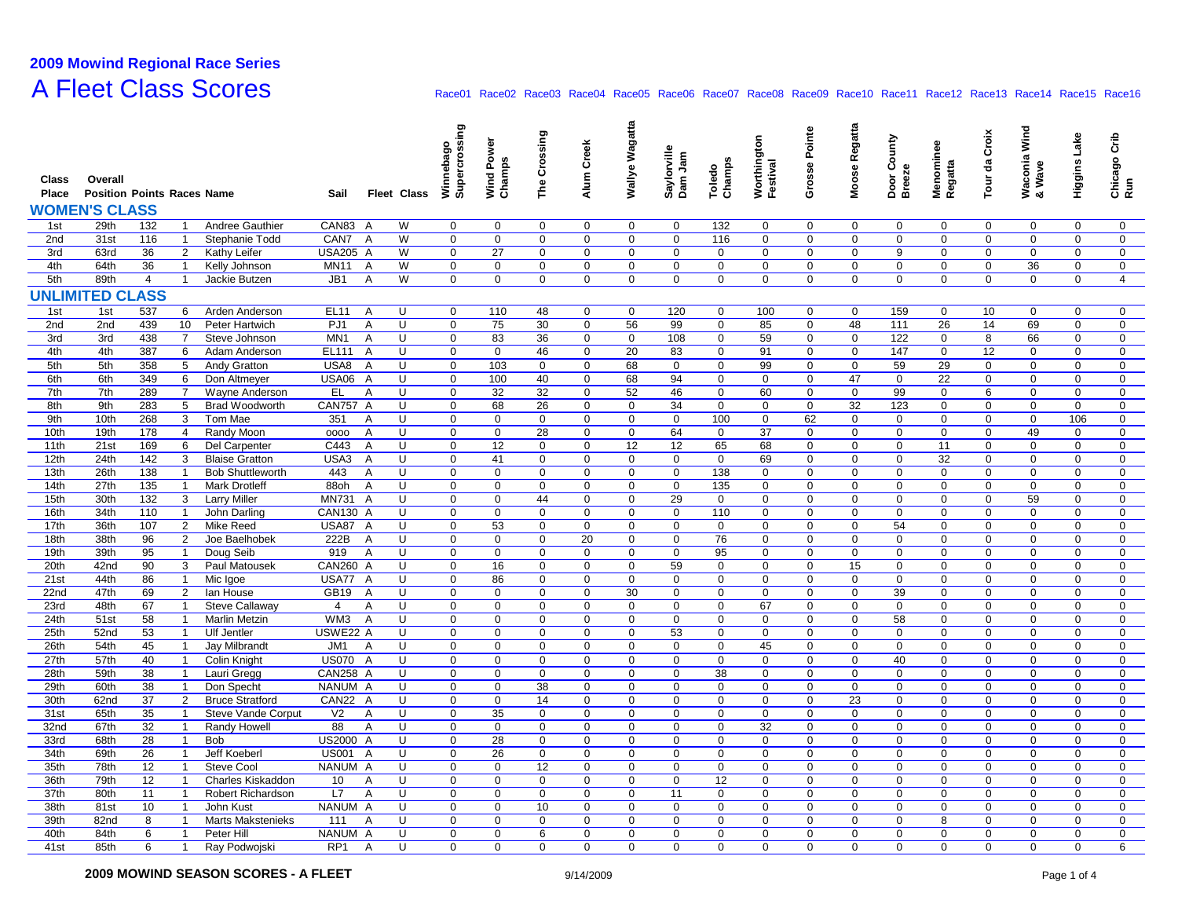## 2009 Mowind Regional Race Series

# A Fleet Class Scores

| Class Place | Overall Position | Points | Races | Name | Sail | Fleet | Class | Winnebago Supercrossing | Wind Power Champs | The Crossing | Alum Creek | Wallye Wagatta | Saylorville Dam Jam | Toledo Champs | Worthington Festival | Grosse Pointe | Moose Regatta | Door County Breeze | Menominee Regatta | Tour da Croix | Waconia Wind & Wave | Higgins Lake | Chicago Crib Run |
|---|---|---|---|---|---|---|---|---|---|---|---|---|---|---|---|---|---|---|---|---|---|---|---|
| | | | | | | | | Race01 | Race02 | Race03 | Race04 | Race05 | Race06 | Race07 | Race08 | Race09 | Race10 | Race11 | Race12 | Race13 | Race14 | Race15 | Race16 |
| **WOMEN'S CLASS** | | | | | | | | | | | | | | | | | | | | | | | |
| 1st | 29th | 132 | 1 | Andree Gauthier | CAN83 | A | W | 0 | 0 | 0 | 0 | 0 | 0 | 132 | 0 | 0 | 0 | 0 | 0 | 0 | 0 | 0 | 0 |
| 2nd | 31st | 116 | 1 | Stephanie Todd | CAN7 | A | W | 0 | 0 | 0 | 0 | 0 | 0 | 116 | 0 | 0 | 0 | 0 | 0 | 0 | 0 | 0 | 0 |
| 3rd | 63rd | 36 | 2 | Kathy Leifer | USA205 | A | W | 0 | 27 | 0 | 0 | 0 | 0 | 0 | 0 | 0 | 0 | 9 | 0 | 0 | 0 | 0 | 0 |
| 4th | 64th | 36 | 1 | Kelly Johnson | MN11 | A | W | 0 | 0 | 0 | 0 | 0 | 0 | 0 | 0 | 0 | 0 | 0 | 0 | 0 | 36 | 0 | 0 |
| 5th | 89th | 4 | 1 | Jackie Butzen | JB1 | A | W | 0 | 0 | 0 | 0 | 0 | 0 | 0 | 0 | 0 | 0 | 0 | 0 | 0 | 0 | 0 | 4 |
| **UNLIMITED CLASS** | | | | | | | | | | | | | | | | | | | | | | | |
| 1st | 1st | 537 | 6 | Arden Anderson | EL11 | A | U | 0 | 110 | 48 | 0 | 0 | 120 | 0 | 100 | 0 | 0 | 159 | 0 | 10 | 0 | 0 | 0 |
| 2nd | 2nd | 439 | 10 | Peter Hartwich | PJ1 | A | U | 0 | 75 | 30 | 0 | 56 | 99 | 0 | 85 | 0 | 48 | 111 | 26 | 14 | 69 | 0 | 0 |
| 3rd | 3rd | 438 | 7 | Steve Johnson | MN1 | A | U | 0 | 83 | 36 | 0 | 0 | 108 | 0 | 59 | 0 | 0 | 122 | 0 | 8 | 66 | 0 | 0 |
| 4th | 4th | 387 | 6 | Adam Anderson | EL111 | A | U | 0 | 0 | 46 | 0 | 20 | 83 | 0 | 91 | 0 | 0 | 147 | 0 | 12 | 0 | 0 | 0 |
| 5th | 5th | 358 | 5 | Andy Gratton | USA8 | A | U | 0 | 103 | 0 | 0 | 68 | 0 | 0 | 99 | 0 | 0 | 59 | 29 | 0 | 0 | 0 | 0 |
| 6th | 6th | 349 | 6 | Don Altmeyer | USA06 | A | U | 0 | 100 | 40 | 0 | 68 | 94 | 0 | 0 | 0 | 47 | 0 | 22 | 0 | 0 | 0 | 0 |
| 7th | 7th | 289 | 7 | Wayne Anderson | EL | A | U | 0 | 32 | 32 | 0 | 52 | 46 | 0 | 60 | 0 | 0 | 99 | 0 | 6 | 0 | 0 | 0 |
| 8th | 9th | 283 | 5 | Brad Woodworth | CAN757 | A | U | 0 | 68 | 26 | 0 | 0 | 34 | 0 | 0 | 0 | 32 | 123 | 0 | 0 | 0 | 0 | 0 |
| 9th | 10th | 268 | 3 | Tom Mae | 351 | A | U | 0 | 0 | 0 | 0 | 0 | 0 | 100 | 0 | 62 | 0 | 0 | 0 | 0 | 0 | 106 | 0 |
| 10th | 19th | 178 | 4 | Randy Moon | oooo | A | U | 0 | 0 | 28 | 0 | 0 | 64 | 0 | 37 | 0 | 0 | 0 | 0 | 0 | 49 | 0 | 0 |
| 11th | 21st | 169 | 6 | Del Carpenter | C443 | A | U | 0 | 12 | 0 | 0 | 12 | 12 | 65 | 68 | 0 | 0 | 0 | 11 | 0 | 0 | 0 | 0 |
| 12th | 24th | 142 | 3 | Blaise Gratton | USA3 | A | U | 0 | 41 | 0 | 0 | 0 | 0 | 0 | 69 | 0 | 0 | 0 | 32 | 0 | 0 | 0 | 0 |
| 13th | 26th | 138 | 1 | Bob Shuttleworth | 443 | A | U | 0 | 0 | 0 | 0 | 0 | 0 | 138 | 0 | 0 | 0 | 0 | 0 | 0 | 0 | 0 | 0 |
| 14th | 27th | 135 | 1 | Mark Drotleff | 88oh | A | U | 0 | 0 | 0 | 0 | 0 | 0 | 135 | 0 | 0 | 0 | 0 | 0 | 0 | 0 | 0 | 0 |
| 15th | 30th | 132 | 3 | Larry Miller | MN731 | A | U | 0 | 0 | 44 | 0 | 0 | 29 | 0 | 0 | 0 | 0 | 0 | 0 | 0 | 59 | 0 | 0 |
| 16th | 34th | 110 | 1 | John Darling | CAN130 | A | U | 0 | 0 | 0 | 0 | 0 | 0 | 110 | 0 | 0 | 0 | 0 | 0 | 0 | 0 | 0 | 0 |
| 17th | 36th | 107 | 2 | Mike Reed | USA87 | A | U | 0 | 53 | 0 | 0 | 0 | 0 | 0 | 0 | 0 | 0 | 54 | 0 | 0 | 0 | 0 | 0 |
| 18th | 38th | 96 | 2 | Joe Baelhobek | 222B | A | U | 0 | 0 | 0 | 20 | 0 | 0 | 76 | 0 | 0 | 0 | 0 | 0 | 0 | 0 | 0 | 0 |
| 19th | 39th | 95 | 1 | Doug Seib | 919 | A | U | 0 | 0 | 0 | 0 | 0 | 0 | 95 | 0 | 0 | 0 | 0 | 0 | 0 | 0 | 0 | 0 |
| 20th | 42nd | 90 | 3 | Paul Matousek | CAN260 | A | U | 0 | 16 | 0 | 0 | 0 | 59 | 0 | 0 | 0 | 15 | 0 | 0 | 0 | 0 | 0 | 0 |
| 21st | 44th | 86 | 1 | Mic Igoe | USA77 | A | U | 0 | 86 | 0 | 0 | 0 | 0 | 0 | 0 | 0 | 0 | 0 | 0 | 0 | 0 | 0 | 0 |
| 22nd | 47th | 69 | 2 | Ian House | GB19 | A | U | 0 | 0 | 0 | 0 | 30 | 0 | 0 | 0 | 0 | 0 | 39 | 0 | 0 | 0 | 0 | 0 |
| 23rd | 48th | 67 | 1 | Steve Callaway | 4 | A | U | 0 | 0 | 0 | 0 | 0 | 0 | 0 | 67 | 0 | 0 | 0 | 0 | 0 | 0 | 0 | 0 |
| 24th | 51st | 58 | 1 | Marlin Metzin | WM3 | A | U | 0 | 0 | 0 | 0 | 0 | 0 | 0 | 0 | 0 | 0 | 58 | 0 | 0 | 0 | 0 | 0 |
| 25th | 52nd | 53 | 1 | Ulf Jentler | USWE22 | A | U | 0 | 0 | 0 | 0 | 0 | 53 | 0 | 0 | 0 | 0 | 0 | 0 | 0 | 0 | 0 | 0 |
| 26th | 54th | 45 | 1 | Jay Milbrandt | JM1 | A | U | 0 | 0 | 0 | 0 | 0 | 0 | 0 | 45 | 0 | 0 | 0 | 0 | 0 | 0 | 0 | 0 |
| 27th | 57th | 40 | 1 | Colin Knight | US070 | A | U | 0 | 0 | 0 | 0 | 0 | 0 | 0 | 0 | 0 | 0 | 40 | 0 | 0 | 0 | 0 | 0 |
| 28th | 59th | 38 | 1 | Lauri Gregg | CAN258 | A | U | 0 | 0 | 0 | 0 | 0 | 0 | 38 | 0 | 0 | 0 | 0 | 0 | 0 | 0 | 0 | 0 |
| 29th | 60th | 38 | 1 | Don Specht | NANUM | A | U | 0 | 0 | 38 | 0 | 0 | 0 | 0 | 0 | 0 | 0 | 0 | 0 | 0 | 0 | 0 | 0 |
| 30th | 62nd | 37 | 2 | Bruce Stratford | CAN22 | A | U | 0 | 0 | 14 | 0 | 0 | 0 | 0 | 0 | 0 | 23 | 0 | 0 | 0 | 0 | 0 | 0 |
| 31st | 65th | 35 | 1 | Steve Vande Corput | V2 | A | U | 0 | 35 | 0 | 0 | 0 | 0 | 0 | 0 | 0 | 0 | 0 | 0 | 0 | 0 | 0 | 0 |
| 32nd | 67th | 32 | 1 | Randy Howell | 88 | A | U | 0 | 0 | 0 | 0 | 0 | 0 | 0 | 32 | 0 | 0 | 0 | 0 | 0 | 0 | 0 | 0 |
| 33rd | 68th | 28 | 1 | Bob | US2000 | A | U | 0 | 28 | 0 | 0 | 0 | 0 | 0 | 0 | 0 | 0 | 0 | 0 | 0 | 0 | 0 | 0 |
| 34th | 69th | 26 | 1 | Jeff Koeberl | US001 | A | U | 0 | 26 | 0 | 0 | 0 | 0 | 0 | 0 | 0 | 0 | 0 | 0 | 0 | 0 | 0 | 0 |
| 35th | 78th | 12 | 1 | Steve Cool | NANUM | A | U | 0 | 0 | 12 | 0 | 0 | 0 | 0 | 0 | 0 | 0 | 0 | 0 | 0 | 0 | 0 | 0 |
| 36th | 79th | 12 | 1 | Charles Kiskaddon | 10 | A | U | 0 | 0 | 0 | 0 | 0 | 0 | 12 | 0 | 0 | 0 | 0 | 0 | 0 | 0 | 0 | 0 |
| 37th | 80th | 11 | 1 | Robert Richardson | L7 | A | U | 0 | 0 | 0 | 0 | 0 | 11 | 0 | 0 | 0 | 0 | 0 | 0 | 0 | 0 | 0 | 0 |
| 38th | 81st | 10 | 1 | John Kust | NANUM | A | U | 0 | 0 | 10 | 0 | 0 | 0 | 0 | 0 | 0 | 0 | 0 | 0 | 0 | 0 | 0 | 0 |
| 39th | 82nd | 8 | 1 | Marts Makstenieks | 111 | A | U | 0 | 0 | 0 | 0 | 0 | 0 | 0 | 0 | 0 | 0 | 0 | 8 | 0 | 0 | 0 | 0 |
| 40th | 84th | 6 | 1 | Peter Hill | NANUM | A | U | 0 | 0 | 6 | 0 | 0 | 0 | 0 | 0 | 0 | 0 | 0 | 0 | 0 | 0 | 0 | 0 |
| 41st | 85th | 6 | 1 | Ray Podwojski | RP1 | A | U | 0 | 0 | 0 | 0 | 0 | 0 | 0 | 0 | 0 | 0 | 0 | 0 | 0 | 0 | 0 | 6 |

**2009 MOWIND SEASON SCORES - A FLEET** 9/14/2009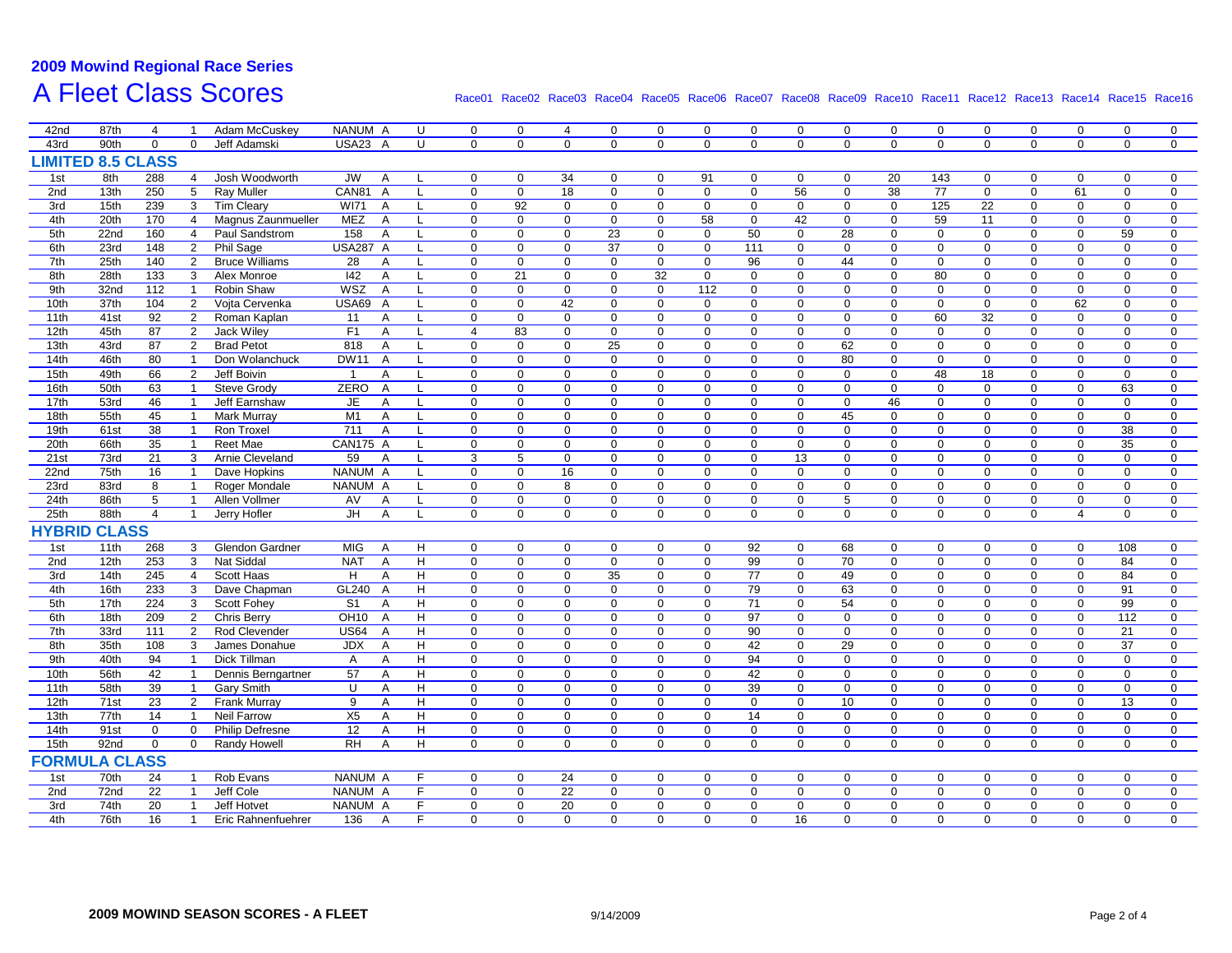# 2009 Mowind Regional Race Series

## A Fleet Class Scores

| | | | | | | | | Race01 | Race02 | Race03 | Race04 | Race05 | Race06 | Race07 | Race08 | Race09 | Race10 | Race11 | Race12 | Race13 | Race14 | Race15 | Race16 |
|---|---|---|---|---|---|---|---|---|---|---|---|---|---|---|---|---|---|---|---|---|---|---|---|
| 42nd | 87th | 4 | 1 | Adam McCuskey | NANUM | A | U | 0 | 0 | 4 | 0 | 0 | 0 | 0 | 0 | 0 | 0 | 0 | 0 | 0 | 0 | 0 | 0 |
| 43rd | 90th | 0 | 0 | Jeff Adamski | USA23 | A | U | 0 | 0 | 0 | 0 | 0 | 0 | 0 | 0 | 0 | 0 | 0 | 0 | 0 | 0 | 0 | 0 |
| **LIMITED 8.5 CLASS** | | | | | | | | | | | | | | | | | | | | | | | |
| 1st | 8th | 288 | 4 | Josh Woodworth | JW | A | L | 0 | 0 | 34 | 0 | 0 | 91 | 0 | 0 | 0 | 20 | 143 | 0 | 0 | 0 | 0 | 0 |
| 2nd | 13th | 250 | 5 | Ray Muller | CAN81 | A | L | 0 | 0 | 18 | 0 | 0 | 0 | 0 | 56 | 0 | 38 | 77 | 0 | 0 | 61 | 0 | 0 |
| 3rd | 15th | 239 | 3 | Tim Cleary | WI71 | A | L | 0 | 92 | 0 | 0 | 0 | 0 | 0 | 0 | 0 | 0 | 125 | 22 | 0 | 0 | 0 | 0 |
| 4th | 20th | 170 | 4 | Magnus Zaunmueller | MEZ | A | L | 0 | 0 | 0 | 0 | 0 | 58 | 0 | 42 | 0 | 0 | 59 | 11 | 0 | 0 | 0 | 0 |
| 5th | 22nd | 160 | 4 | Paul Sandstrom | 158 | A | L | 0 | 0 | 0 | 23 | 0 | 0 | 50 | 0 | 28 | 0 | 0 | 0 | 0 | 0 | 59 | 0 |
| 6th | 23rd | 148 | 2 | Phil Sage | USA287 | A | L | 0 | 0 | 0 | 37 | 0 | 0 | 111 | 0 | 0 | 0 | 0 | 0 | 0 | 0 | 0 | 0 |
| 7th | 25th | 140 | 2 | Bruce Williams | 28 | A | L | 0 | 0 | 0 | 0 | 0 | 0 | 96 | 0 | 44 | 0 | 0 | 0 | 0 | 0 | 0 | 0 |
| 8th | 28th | 133 | 3 | Alex Monroe | I42 | A | L | 0 | 21 | 0 | 0 | 32 | 0 | 0 | 0 | 0 | 0 | 80 | 0 | 0 | 0 | 0 | 0 |
| 9th | 32nd | 112 | 1 | Robin Shaw | WSZ | A | L | 0 | 0 | 0 | 0 | 0 | 112 | 0 | 0 | 0 | 0 | 0 | 0 | 0 | 0 | 0 | 0 |
| 10th | 37th | 104 | 2 | Vojta Cervenka | USA69 | A | L | 0 | 0 | 42 | 0 | 0 | 0 | 0 | 0 | 0 | 0 | 0 | 0 | 0 | 62 | 0 | 0 |
| 11th | 41st | 92 | 2 | Roman Kaplan | 11 | A | L | 0 | 0 | 0 | 0 | 0 | 0 | 0 | 0 | 0 | 0 | 60 | 32 | 0 | 0 | 0 | 0 |
| 12th | 45th | 87 | 2 | Jack Wiley | F1 | A | L | 4 | 83 | 0 | 0 | 0 | 0 | 0 | 0 | 0 | 0 | 0 | 0 | 0 | 0 | 0 | 0 |
| 13th | 43rd | 87 | 2 | Brad Petot | 818 | A | L | 0 | 0 | 0 | 25 | 0 | 0 | 0 | 0 | 62 | 0 | 0 | 0 | 0 | 0 | 0 | 0 |
| 14th | 46th | 80 | 1 | Don Wolanchuck | DW11 | A | L | 0 | 0 | 0 | 0 | 0 | 0 | 0 | 0 | 80 | 0 | 0 | 0 | 0 | 0 | 0 | 0 |
| 15th | 49th | 66 | 2 | Jeff Boivin | 1 | A | L | 0 | 0 | 0 | 0 | 0 | 0 | 0 | 0 | 0 | 0 | 48 | 18 | 0 | 0 | 0 | 0 |
| 16th | 50th | 63 | 1 | Steve Grody | ZERO | A | L | 0 | 0 | 0 | 0 | 0 | 0 | 0 | 0 | 0 | 0 | 0 | 0 | 0 | 0 | 63 | 0 |
| 17th | 53rd | 46 | 1 | Jeff Earnshaw | JE | A | L | 0 | 0 | 0 | 0 | 0 | 0 | 0 | 0 | 0 | 46 | 0 | 0 | 0 | 0 | 0 | 0 |
| 18th | 55th | 45 | 1 | Mark Murray | M1 | A | L | 0 | 0 | 0 | 0 | 0 | 0 | 0 | 0 | 45 | 0 | 0 | 0 | 0 | 0 | 0 | 0 |
| 19th | 61st | 38 | 1 | Ron Troxel | 711 | A | L | 0 | 0 | 0 | 0 | 0 | 0 | 0 | 0 | 0 | 0 | 0 | 0 | 0 | 0 | 38 | 0 |
| 20th | 66th | 35 | 1 | Reet Mae | CAN175 | A | L | 0 | 0 | 0 | 0 | 0 | 0 | 0 | 0 | 0 | 0 | 0 | 0 | 0 | 0 | 35 | 0 |
| 21st | 73rd | 21 | 3 | Arnie Cleveland | 59 | A | L | 3 | 5 | 0 | 0 | 0 | 0 | 0 | 13 | 0 | 0 | 0 | 0 | 0 | 0 | 0 | 0 |
| 22nd | 75th | 16 | 1 | Dave Hopkins | NANUM | A | L | 0 | 0 | 16 | 0 | 0 | 0 | 0 | 0 | 0 | 0 | 0 | 0 | 0 | 0 | 0 | 0 |
| 23rd | 83rd | 8 | 1 | Roger Mondale | NANUM | A | L | 0 | 0 | 8 | 0 | 0 | 0 | 0 | 0 | 0 | 0 | 0 | 0 | 0 | 0 | 0 | 0 |
| 24th | 86th | 5 | 1 | Allen Vollmer | AV | A | L | 0 | 0 | 0 | 0 | 0 | 0 | 0 | 0 | 5 | 0 | 0 | 0 | 0 | 0 | 0 | 0 |
| 25th | 88th | 4 | 1 | Jerry Hofler | JH | A | L | 0 | 0 | 0 | 0 | 0 | 0 | 0 | 0 | 0 | 0 | 0 | 0 | 0 | 4 | 0 | 0 |
| **HYBRID CLASS** | | | | | | | | | | | | | | | | | | | | | | | |
| 1st | 11th | 268 | 3 | Glendon Gardner | MIG | A | H | 0 | 0 | 0 | 0 | 0 | 0 | 92 | 0 | 68 | 0 | 0 | 0 | 0 | 0 | 108 | 0 |
| 2nd | 12th | 253 | 3 | Nat Siddal | NAT | A | H | 0 | 0 | 0 | 0 | 0 | 0 | 99 | 0 | 70 | 0 | 0 | 0 | 0 | 0 | 84 | 0 |
| 3rd | 14th | 245 | 4 | Scott Haas | H | A | H | 0 | 0 | 0 | 35 | 0 | 0 | 77 | 0 | 49 | 0 | 0 | 0 | 0 | 0 | 84 | 0 |
| 4th | 16th | 233 | 3 | Dave Chapman | GL240 | A | H | 0 | 0 | 0 | 0 | 0 | 0 | 79 | 0 | 63 | 0 | 0 | 0 | 0 | 0 | 91 | 0 |
| 5th | 17th | 224 | 3 | Scott Fohey | S1 | A | H | 0 | 0 | 0 | 0 | 0 | 0 | 71 | 0 | 54 | 0 | 0 | 0 | 0 | 0 | 99 | 0 |
| 6th | 18th | 209 | 2 | Chris Berry | OH10 | A | H | 0 | 0 | 0 | 0 | 0 | 0 | 97 | 0 | 0 | 0 | 0 | 0 | 0 | 0 | 112 | 0 |
| 7th | 33rd | 111 | 2 | Rod Clevender | US64 | A | H | 0 | 0 | 0 | 0 | 0 | 0 | 90 | 0 | 0 | 0 | 0 | 0 | 0 | 0 | 21 | 0 |
| 8th | 35th | 108 | 3 | James Donahue | JDX | A | H | 0 | 0 | 0 | 0 | 0 | 0 | 42 | 0 | 29 | 0 | 0 | 0 | 0 | 0 | 37 | 0 |
| 9th | 40th | 94 | 1 | Dick Tillman | A | A | H | 0 | 0 | 0 | 0 | 0 | 0 | 94 | 0 | 0 | 0 | 0 | 0 | 0 | 0 | 0 | 0 |
| 10th | 56th | 42 | 1 | Dennis Berngartner | 57 | A | H | 0 | 0 | 0 | 0 | 0 | 0 | 42 | 0 | 0 | 0 | 0 | 0 | 0 | 0 | 0 | 0 |
| 11th | 58th | 39 | 1 | Gary Smith | U | A | H | 0 | 0 | 0 | 0 | 0 | 0 | 39 | 0 | 0 | 0 | 0 | 0 | 0 | 0 | 0 | 0 |
| 12th | 71st | 23 | 2 | Frank Murray | 9 | A | H | 0 | 0 | 0 | 0 | 0 | 0 | 0 | 0 | 10 | 0 | 0 | 0 | 0 | 0 | 13 | 0 |
| 13th | 77th | 14 | 1 | Neil Farrow | X5 | A | H | 0 | 0 | 0 | 0 | 0 | 0 | 14 | 0 | 0 | 0 | 0 | 0 | 0 | 0 | 0 | 0 |
| 14th | 91st | 0 | 0 | Philip Defresne | 12 | A | H | 0 | 0 | 0 | 0 | 0 | 0 | 0 | 0 | 0 | 0 | 0 | 0 | 0 | 0 | 0 | 0 |
| 15th | 92nd | 0 | 0 | Randy Howell | RH | A | H | 0 | 0 | 0 | 0 | 0 | 0 | 0 | 0 | 0 | 0 | 0 | 0 | 0 | 0 | 0 | 0 |
| **FORMULA CLASS** | | | | | | | | | | | | | | | | | | | | | | | |
| 1st | 70th | 24 | 1 | Rob Evans | NANUM | A | F | 0 | 0 | 24 | 0 | 0 | 0 | 0 | 0 | 0 | 0 | 0 | 0 | 0 | 0 | 0 | 0 |
| 2nd | 72nd | 22 | 1 | Jeff Cole | NANUM | A | F | 0 | 0 | 22 | 0 | 0 | 0 | 0 | 0 | 0 | 0 | 0 | 0 | 0 | 0 | 0 | 0 |
| 3rd | 74th | 20 | 1 | Jeff Hotvet | NANUM | A | F | 0 | 0 | 20 | 0 | 0 | 0 | 0 | 0 | 0 | 0 | 0 | 0 | 0 | 0 | 0 | 0 |
| 4th | 76th | 16 | 1 | Eric Rahnenfuehrer | 136 | A | F | 0 | 0 | 0 | 0 | 0 | 0 | 0 | 16 | 0 | 0 | 0 | 0 | 0 | 0 | 0 | 0 |

**2009 MOWIND SEASON SCORES - A FLEET** 9/14/2009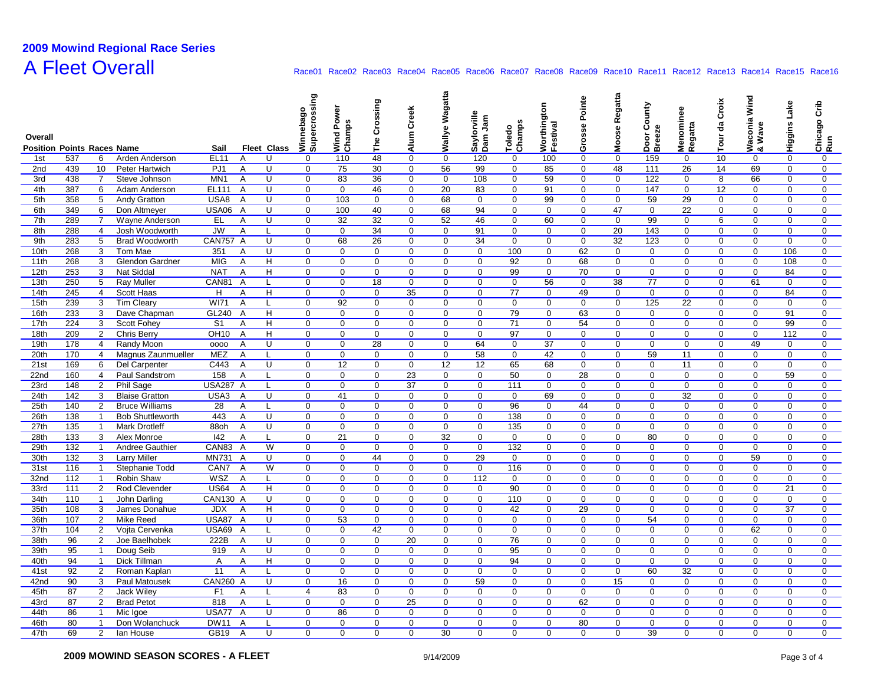## 2009 Mowind Regional Race Series

# A Fleet Overall

| Overall Position | Points | Races | Name | Sail | Fleet | Class | Race01 Winnebago Supercrossing | Race02 Wind Power Champs | Race03 The Crossing | Race04 Alum Creek | Race05 Wallye Wagatta | Race06 Saylorville Dam Jam | Race07 Toledo Champs | Race08 Worthington Festival | Race09 Grosse Pointe | Race10 Moose Regatta | Race11 Door County Breeze | Race12 Menominee Regatta | Race13 Tour da Croix | Race14 Waconia Wind & Wave | Race15 Higgins Lake | Race16 Chicago Crib Run |
|---|---|---|---|---|---|---|---|---|---|---|---|---|---|---|---|---|---|---|---|---|---|---|
| 1st | 537 | 6 | Arden Anderson | EL11 | A | U | 0 | 110 | 48 | 0 | 0 | 120 | 0 | 100 | 0 | 0 | 159 | 0 | 10 | 0 | 0 | 0 |
| 2nd | 439 | 10 | Peter Hartwich | PJ1 | A | U | 0 | 75 | 30 | 0 | 56 | 99 | 0 | 85 | 0 | 48 | 111 | 26 | 14 | 69 | 0 | 0 |
| 3rd | 438 | 7 | Steve Johnson | MN1 | A | U | 0 | 83 | 36 | 0 | 0 | 108 | 0 | 59 | 0 | 0 | 122 | 0 | 8 | 66 | 0 | 0 |
| 4th | 387 | 6 | Adam Anderson | EL111 | A | U | 0 | 0 | 46 | 0 | 20 | 83 | 0 | 91 | 0 | 0 | 147 | 0 | 12 | 0 | 0 | 0 |
| 5th | 358 | 5 | Andy Gratton | USA8 | A | U | 0 | 103 | 0 | 0 | 68 | 0 | 0 | 99 | 0 | 0 | 59 | 29 | 0 | 0 | 0 | 0 |
| 6th | 349 | 6 | Don Altmeyer | USA06 | A | U | 0 | 100 | 40 | 0 | 68 | 94 | 0 | 0 | 0 | 47 | 0 | 22 | 0 | 0 | 0 | 0 |
| 7th | 289 | 7 | Wayne Anderson | EL | A | U | 0 | 32 | 32 | 0 | 52 | 46 | 0 | 60 | 0 | 0 | 99 | 0 | 6 | 0 | 0 | 0 |
| 8th | 288 | 4 | Josh Woodworth | JW | A | L | 0 | 0 | 34 | 0 | 0 | 91 | 0 | 0 | 0 | 20 | 143 | 0 | 0 | 0 | 0 | 0 |
| 9th | 283 | 5 | Brad Woodworth | CAN757 | A | U | 0 | 68 | 26 | 0 | 0 | 34 | 0 | 0 | 0 | 32 | 123 | 0 | 0 | 0 | 0 | 0 |
| 10th | 268 | 3 | Tom Mae | 351 | A | U | 0 | 0 | 0 | 0 | 0 | 0 | 100 | 0 | 62 | 0 | 0 | 0 | 0 | 0 | 106 | 0 |
| 11th | 268 | 3 | Glendon Gardner | MIG | A | H | 0 | 0 | 0 | 0 | 0 | 0 | 92 | 0 | 68 | 0 | 0 | 0 | 0 | 0 | 108 | 0 |
| 12th | 253 | 3 | Nat Siddal | NAT | A | H | 0 | 0 | 0 | 0 | 0 | 0 | 99 | 0 | 70 | 0 | 0 | 0 | 0 | 0 | 84 | 0 |
| 13th | 250 | 5 | Ray Muller | CAN81 | A | L | 0 | 0 | 18 | 0 | 0 | 0 | 0 | 56 | 0 | 38 | 77 | 0 | 0 | 61 | 0 | 0 |
| 14th | 245 | 4 | Scott Haas | H | A | H | 0 | 0 | 0 | 35 | 0 | 0 | 77 | 0 | 49 | 0 | 0 | 0 | 0 | 0 | 84 | 0 |
| 15th | 239 | 3 | Tim Cleary | WI71 | A | L | 0 | 92 | 0 | 0 | 0 | 0 | 0 | 0 | 0 | 0 | 125 | 22 | 0 | 0 | 0 | 0 |
| 16th | 233 | 3 | Dave Chapman | GL240 | A | H | 0 | 0 | 0 | 0 | 0 | 0 | 79 | 0 | 63 | 0 | 0 | 0 | 0 | 0 | 91 | 0 |
| 17th | 224 | 3 | Scott Fohey | S1 | A | H | 0 | 0 | 0 | 0 | 0 | 0 | 71 | 0 | 54 | 0 | 0 | 0 | 0 | 0 | 99 | 0 |
| 18th | 209 | 2 | Chris Berry | OH10 | A | H | 0 | 0 | 0 | 0 | 0 | 0 | 97 | 0 | 0 | 0 | 0 | 0 | 0 | 0 | 112 | 0 |
| 19th | 178 | 4 | Randy Moon | oooo | A | U | 0 | 0 | 28 | 0 | 0 | 64 | 0 | 37 | 0 | 0 | 0 | 0 | 0 | 49 | 0 | 0 |
| 20th | 170 | 4 | Magnus Zaunmueller | MEZ | A | L | 0 | 0 | 0 | 0 | 0 | 58 | 0 | 42 | 0 | 0 | 59 | 11 | 0 | 0 | 0 | 0 |
| 21st | 169 | 6 | Del Carpenter | C443 | A | U | 0 | 12 | 0 | 0 | 12 | 12 | 65 | 68 | 0 | 0 | 0 | 11 | 0 | 0 | 0 | 0 |
| 22nd | 160 | 4 | Paul Sandstrom | 158 | A | L | 0 | 0 | 0 | 23 | 0 | 0 | 50 | 0 | 28 | 0 | 0 | 0 | 0 | 0 | 59 | 0 |
| 23rd | 148 | 2 | Phil Sage | USA287 | A | L | 0 | 0 | 0 | 37 | 0 | 0 | 111 | 0 | 0 | 0 | 0 | 0 | 0 | 0 | 0 | 0 |
| 24th | 142 | 3 | Blaise Gratton | USA3 | A | U | 0 | 41 | 0 | 0 | 0 | 0 | 0 | 69 | 0 | 0 | 0 | 32 | 0 | 0 | 0 | 0 |
| 25th | 140 | 2 | Bruce Williams | 28 | A | L | 0 | 0 | 0 | 0 | 0 | 0 | 96 | 0 | 44 | 0 | 0 | 0 | 0 | 0 | 0 | 0 |
| 26th | 138 | 1 | Bob Shuttleworth | 443 | A | U | 0 | 0 | 0 | 0 | 0 | 0 | 138 | 0 | 0 | 0 | 0 | 0 | 0 | 0 | 0 | 0 |
| 27th | 135 | 1 | Mark Drotleff | 88oh | A | U | 0 | 0 | 0 | 0 | 0 | 0 | 135 | 0 | 0 | 0 | 0 | 0 | 0 | 0 | 0 | 0 |
| 28th | 133 | 3 | Alex Monroe | I42 | A | L | 0 | 21 | 0 | 0 | 32 | 0 | 0 | 0 | 0 | 0 | 80 | 0 | 0 | 0 | 0 | 0 |
| 29th | 132 | 1 | Andree Gauthier | CAN83 | A | W | 0 | 0 | 0 | 0 | 0 | 0 | 132 | 0 | 0 | 0 | 0 | 0 | 0 | 0 | 0 | 0 |
| 30th | 132 | 3 | Larry Miller | MN731 | A | U | 0 | 0 | 44 | 0 | 0 | 29 | 0 | 0 | 0 | 0 | 0 | 0 | 0 | 59 | 0 | 0 |
| 31st | 116 | 1 | Stephanie Todd | CAN7 | A | W | 0 | 0 | 0 | 0 | 0 | 0 | 116 | 0 | 0 | 0 | 0 | 0 | 0 | 0 | 0 | 0 |
| 32nd | 112 | 1 | Robin Shaw | WSZ | A | L | 0 | 0 | 0 | 0 | 0 | 112 | 0 | 0 | 0 | 0 | 0 | 0 | 0 | 0 | 0 | 0 |
| 33rd | 111 | 2 | Rod Clevender | US64 | A | H | 0 | 0 | 0 | 0 | 0 | 0 | 90 | 0 | 0 | 0 | 0 | 0 | 0 | 0 | 21 | 0 |
| 34th | 110 | 1 | John Darling | CAN130 | A | U | 0 | 0 | 0 | 0 | 0 | 0 | 110 | 0 | 0 | 0 | 0 | 0 | 0 | 0 | 0 | 0 |
| 35th | 108 | 3 | James Donahue | JDX | A | H | 0 | 0 | 0 | 0 | 0 | 0 | 42 | 0 | 29 | 0 | 0 | 0 | 0 | 0 | 37 | 0 |
| 36th | 107 | 2 | Mike Reed | USA87 | A | U | 0 | 53 | 0 | 0 | 0 | 0 | 0 | 0 | 0 | 0 | 54 | 0 | 0 | 0 | 0 | 0 |
| 37th | 104 | 2 | Vojta Cervenka | USA69 | A | L | 0 | 0 | 42 | 0 | 0 | 0 | 0 | 0 | 0 | 0 | 0 | 0 | 0 | 62 | 0 | 0 |
| 38th | 96 | 2 | Joe Baelhobek | 222B | A | U | 0 | 0 | 0 | 20 | 0 | 0 | 76 | 0 | 0 | 0 | 0 | 0 | 0 | 0 | 0 | 0 |
| 39th | 95 | 1 | Doug Seib | 919 | A | U | 0 | 0 | 0 | 0 | 0 | 0 | 95 | 0 | 0 | 0 | 0 | 0 | 0 | 0 | 0 | 0 |
| 40th | 94 | 1 | Dick Tillman | A | A | H | 0 | 0 | 0 | 0 | 0 | 0 | 94 | 0 | 0 | 0 | 0 | 0 | 0 | 0 | 0 | 0 |
| 41st | 92 | 2 | Roman Kaplan | 11 | A | L | 0 | 0 | 0 | 0 | 0 | 0 | 0 | 0 | 0 | 0 | 60 | 32 | 0 | 0 | 0 | 0 |
| 42nd | 90 | 3 | Paul Matousek | CAN260 | A | U | 0 | 16 | 0 | 0 | 0 | 59 | 0 | 0 | 0 | 15 | 0 | 0 | 0 | 0 | 0 | 0 |
| 45th | 87 | 2 | Jack Wiley | F1 | A | L | 4 | 83 | 0 | 0 | 0 | 0 | 0 | 0 | 0 | 0 | 0 | 0 | 0 | 0 | 0 | 0 |
| 43rd | 87 | 2 | Brad Petot | 818 | A | L | 0 | 0 | 0 | 25 | 0 | 0 | 0 | 0 | 62 | 0 | 0 | 0 | 0 | 0 | 0 | 0 |
| 44th | 86 | 1 | Mic Igoe | USA77 | A | U | 0 | 86 | 0 | 0 | 0 | 0 | 0 | 0 | 0 | 0 | 0 | 0 | 0 | 0 | 0 | 0 |
| 46th | 80 | 1 | Don Wolanchuck | DW11 | A | L | 0 | 0 | 0 | 0 | 0 | 0 | 0 | 0 | 80 | 0 | 0 | 0 | 0 | 0 | 0 | 0 |
| 47th | 69 | 2 | Ian House | GB19 | A | U | 0 | 0 | 0 | 0 | 30 | 0 | 0 | 0 | 0 | 0 | 39 | 0 | 0 | 0 | 0 | 0 |

**2009 MOWIND SEASON SCORES - A FLEET** 9/14/2009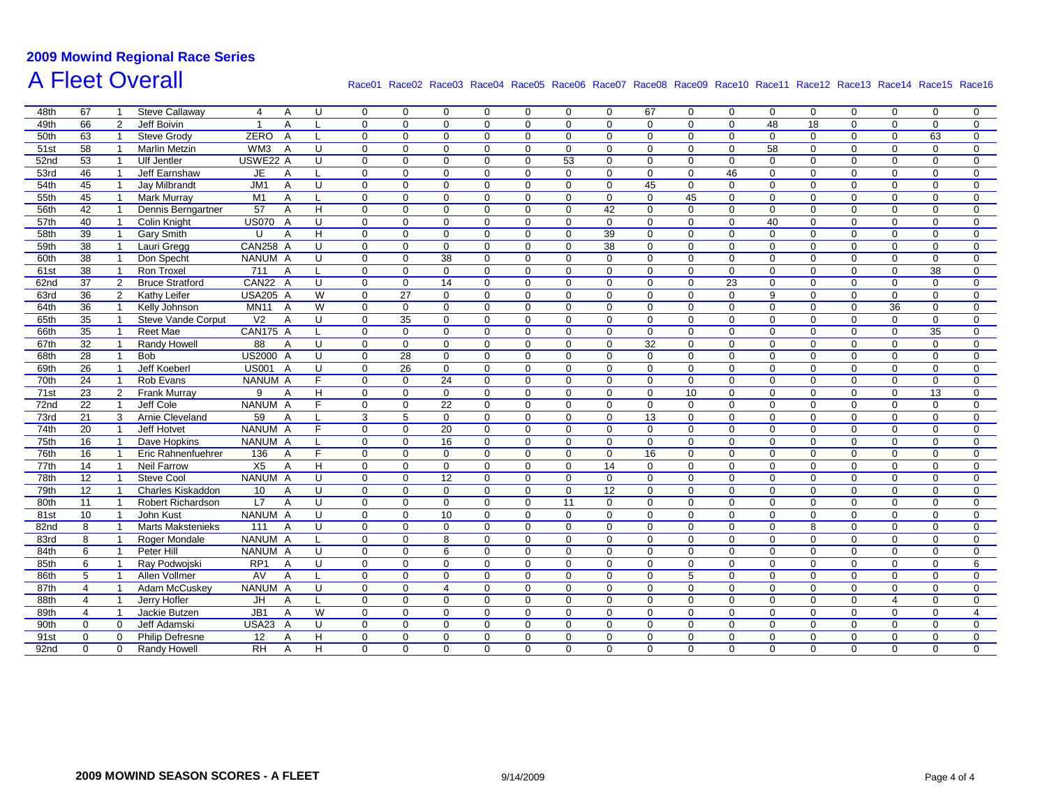## 2009 Mowind Regional Race Series

# A Fleet Overall

| | | | | | | | Race01 | Race02 | Race03 | Race04 | Race05 | Race06 | Race07 | Race08 | Race09 | Race10 | Race11 | Race12 | Race13 | Race14 | Race15 | Race16 |
|---|---|---|---|---|---|---|---|---|---|---|---|---|---|---|---|---|---|---|---|---|---|---|
| 48th | 67 | 1 | Steve Callaway | 4 | A | U | 0 | 0 | 0 | 0 | 0 | 0 | 0 | 67 | 0 | 0 | 0 | 0 | 0 | 0 | 0 | 0 |
| 49th | 66 | 2 | Jeff Boivin | 1 | A | L | 0 | 0 | 0 | 0 | 0 | 0 | 0 | 0 | 0 | 0 | 48 | 18 | 0 | 0 | 0 | 0 |
| 50th | 63 | 1 | Steve Grody | ZERO | A | L | 0 | 0 | 0 | 0 | 0 | 0 | 0 | 0 | 0 | 0 | 0 | 0 | 0 | 0 | 63 | 0 |
| 51st | 58 | 1 | Marlin Metzin | WM3 | A | U | 0 | 0 | 0 | 0 | 0 | 0 | 0 | 0 | 0 | 0 | 58 | 0 | 0 | 0 | 0 | 0 |
| 52nd | 53 | 1 | Ulf Jentler | USWE22 | A | U | 0 | 0 | 0 | 0 | 0 | 53 | 0 | 0 | 0 | 0 | 0 | 0 | 0 | 0 | 0 | 0 |
| 53rd | 46 | 1 | Jeff Earnshaw | JE | A | L | 0 | 0 | 0 | 0 | 0 | 0 | 0 | 0 | 0 | 46 | 0 | 0 | 0 | 0 | 0 | 0 |
| 54th | 45 | 1 | Jay Milbrandt | JM1 | A | U | 0 | 0 | 0 | 0 | 0 | 0 | 0 | 45 | 0 | 0 | 0 | 0 | 0 | 0 | 0 | 0 |
| 55th | 45 | 1 | Mark Murray | M1 | A | L | 0 | 0 | 0 | 0 | 0 | 0 | 0 | 0 | 45 | 0 | 0 | 0 | 0 | 0 | 0 | 0 |
| 56th | 42 | 1 | Dennis Berngartner | 57 | A | H | 0 | 0 | 0 | 0 | 0 | 0 | 42 | 0 | 0 | 0 | 0 | 0 | 0 | 0 | 0 | 0 |
| 57th | 40 | 1 | Colin Knight | US070 | A | U | 0 | 0 | 0 | 0 | 0 | 0 | 0 | 0 | 0 | 0 | 40 | 0 | 0 | 0 | 0 | 0 |
| 58th | 39 | 1 | Gary Smith | U | A | H | 0 | 0 | 0 | 0 | 0 | 0 | 39 | 0 | 0 | 0 | 0 | 0 | 0 | 0 | 0 | 0 |
| 59th | 38 | 1 | Lauri Gregg | CAN258 | A | U | 0 | 0 | 0 | 0 | 0 | 0 | 38 | 0 | 0 | 0 | 0 | 0 | 0 | 0 | 0 | 0 |
| 60th | 38 | 1 | Don Specht | NANUM | A | U | 0 | 0 | 38 | 0 | 0 | 0 | 0 | 0 | 0 | 0 | 0 | 0 | 0 | 0 | 0 | 0 |
| 61st | 38 | 1 | Ron Troxel | 711 | A | L | 0 | 0 | 0 | 0 | 0 | 0 | 0 | 0 | 0 | 0 | 0 | 0 | 0 | 0 | 38 | 0 |
| 62nd | 37 | 2 | Bruce Stratford | CAN22 | A | U | 0 | 0 | 14 | 0 | 0 | 0 | 0 | 0 | 0 | 23 | 0 | 0 | 0 | 0 | 0 | 0 |
| 63rd | 36 | 2 | Kathy Leifer | USA205 | A | W | 0 | 27 | 0 | 0 | 0 | 0 | 0 | 0 | 0 | 0 | 9 | 0 | 0 | 0 | 0 | 0 |
| 64th | 36 | 1 | Kelly Johnson | MN11 | A | W | 0 | 0 | 0 | 0 | 0 | 0 | 0 | 0 | 0 | 0 | 0 | 0 | 0 | 36 | 0 | 0 |
| 65th | 35 | 1 | Steve Vande Corput | V2 | A | U | 0 | 35 | 0 | 0 | 0 | 0 | 0 | 0 | 0 | 0 | 0 | 0 | 0 | 0 | 0 | 0 |
| 66th | 35 | 1 | Reet Mae | CAN175 | A | L | 0 | 0 | 0 | 0 | 0 | 0 | 0 | 0 | 0 | 0 | 0 | 0 | 0 | 0 | 35 | 0 |
| 67th | 32 | 1 | Randy Howell | 88 | A | U | 0 | 0 | 0 | 0 | 0 | 0 | 0 | 32 | 0 | 0 | 0 | 0 | 0 | 0 | 0 | 0 |
| 68th | 28 | 1 | Bob | US2000 | A | U | 0 | 28 | 0 | 0 | 0 | 0 | 0 | 0 | 0 | 0 | 0 | 0 | 0 | 0 | 0 | 0 |
| 69th | 26 | 1 | Jeff Koeberl | US001 | A | U | 0 | 26 | 0 | 0 | 0 | 0 | 0 | 0 | 0 | 0 | 0 | 0 | 0 | 0 | 0 | 0 |
| 70th | 24 | 1 | Rob Evans | NANUM | A | F | 0 | 0 | 24 | 0 | 0 | 0 | 0 | 0 | 0 | 0 | 0 | 0 | 0 | 0 | 0 | 0 |
| 71st | 23 | 2 | Frank Murray | 9 | A | H | 0 | 0 | 0 | 0 | 0 | 0 | 0 | 0 | 10 | 0 | 0 | 0 | 0 | 0 | 13 | 0 |
| 72nd | 22 | 1 | Jeff Cole | NANUM | A | F | 0 | 0 | 22 | 0 | 0 | 0 | 0 | 0 | 0 | 0 | 0 | 0 | 0 | 0 | 0 | 0 |
| 73rd | 21 | 3 | Arnie Cleveland | 59 | A | L | 3 | 5 | 0 | 0 | 0 | 0 | 0 | 13 | 0 | 0 | 0 | 0 | 0 | 0 | 0 | 0 |
| 74th | 20 | 1 | Jeff Hotvet | NANUM | A | F | 0 | 0 | 20 | 0 | 0 | 0 | 0 | 0 | 0 | 0 | 0 | 0 | 0 | 0 | 0 | 0 |
| 75th | 16 | 1 | Dave Hopkins | NANUM | A | L | 0 | 0 | 16 | 0 | 0 | 0 | 0 | 0 | 0 | 0 | 0 | 0 | 0 | 0 | 0 | 0 |
| 76th | 16 | 1 | Eric Rahnenfuehrer | 136 | A | F | 0 | 0 | 0 | 0 | 0 | 0 | 0 | 16 | 0 | 0 | 0 | 0 | 0 | 0 | 0 | 0 |
| 77th | 14 | 1 | Neil Farrow | X5 | A | H | 0 | 0 | 0 | 0 | 0 | 0 | 14 | 0 | 0 | 0 | 0 | 0 | 0 | 0 | 0 | 0 |
| 78th | 12 | 1 | Steve Cool | NANUM | A | U | 0 | 0 | 12 | 0 | 0 | 0 | 0 | 0 | 0 | 0 | 0 | 0 | 0 | 0 | 0 | 0 |
| 79th | 12 | 1 | Charles Kiskaddon | 10 | A | U | 0 | 0 | 0 | 0 | 0 | 0 | 12 | 0 | 0 | 0 | 0 | 0 | 0 | 0 | 0 | 0 |
| 80th | 11 | 1 | Robert Richardson | L7 | A | U | 0 | 0 | 0 | 0 | 0 | 11 | 0 | 0 | 0 | 0 | 0 | 0 | 0 | 0 | 0 | 0 |
| 81st | 10 | 1 | John Kust | NANUM | A | U | 0 | 0 | 10 | 0 | 0 | 0 | 0 | 0 | 0 | 0 | 0 | 0 | 0 | 0 | 0 | 0 |
| 82nd | 8 | 1 | Marts Makstenieks | 111 | A | U | 0 | 0 | 0 | 0 | 0 | 0 | 0 | 0 | 0 | 0 | 0 | 8 | 0 | 0 | 0 | 0 |
| 83rd | 8 | 1 | Roger Mondale | NANUM | A | L | 0 | 0 | 8 | 0 | 0 | 0 | 0 | 0 | 0 | 0 | 0 | 0 | 0 | 0 | 0 | 0 |
| 84th | 6 | 1 | Peter Hill | NANUM | A | U | 0 | 0 | 6 | 0 | 0 | 0 | 0 | 0 | 0 | 0 | 0 | 0 | 0 | 0 | 0 | 0 |
| 85th | 6 | 1 | Ray Podwojski | RP1 | A | U | 0 | 0 | 0 | 0 | 0 | 0 | 0 | 0 | 0 | 0 | 0 | 0 | 0 | 0 | 0 | 6 |
| 86th | 5 | 1 | Allen Vollmer | AV | A | L | 0 | 0 | 0 | 0 | 0 | 0 | 0 | 0 | 5 | 0 | 0 | 0 | 0 | 0 | 0 | 0 |
| 87th | 4 | 1 | Adam McCuskey | NANUM | A | U | 0 | 0 | 4 | 0 | 0 | 0 | 0 | 0 | 0 | 0 | 0 | 0 | 0 | 0 | 0 | 0 |
| 88th | 4 | 1 | Jerry Hofler | JH | A | L | 0 | 0 | 0 | 0 | 0 | 0 | 0 | 0 | 0 | 0 | 0 | 0 | 0 | 4 | 0 | 0 |
| 89th | 4 | 1 | Jackie Butzen | JB1 | A | W | 0 | 0 | 0 | 0 | 0 | 0 | 0 | 0 | 0 | 0 | 0 | 0 | 0 | 0 | 0 | 4 |
| 90th | 0 | 0 | Jeff Adamski | USA23 | A | U | 0 | 0 | 0 | 0 | 0 | 0 | 0 | 0 | 0 | 0 | 0 | 0 | 0 | 0 | 0 | 0 |
| 91st | 0 | 0 | Philip Defresne | 12 | A | H | 0 | 0 | 0 | 0 | 0 | 0 | 0 | 0 | 0 | 0 | 0 | 0 | 0 | 0 | 0 | 0 |
| 92nd | 0 | 0 | Randy Howell | RH | A | H | 0 | 0 | 0 | 0 | 0 | 0 | 0 | 0 | 0 | 0 | 0 | 0 | 0 | 0 | 0 | 0 |